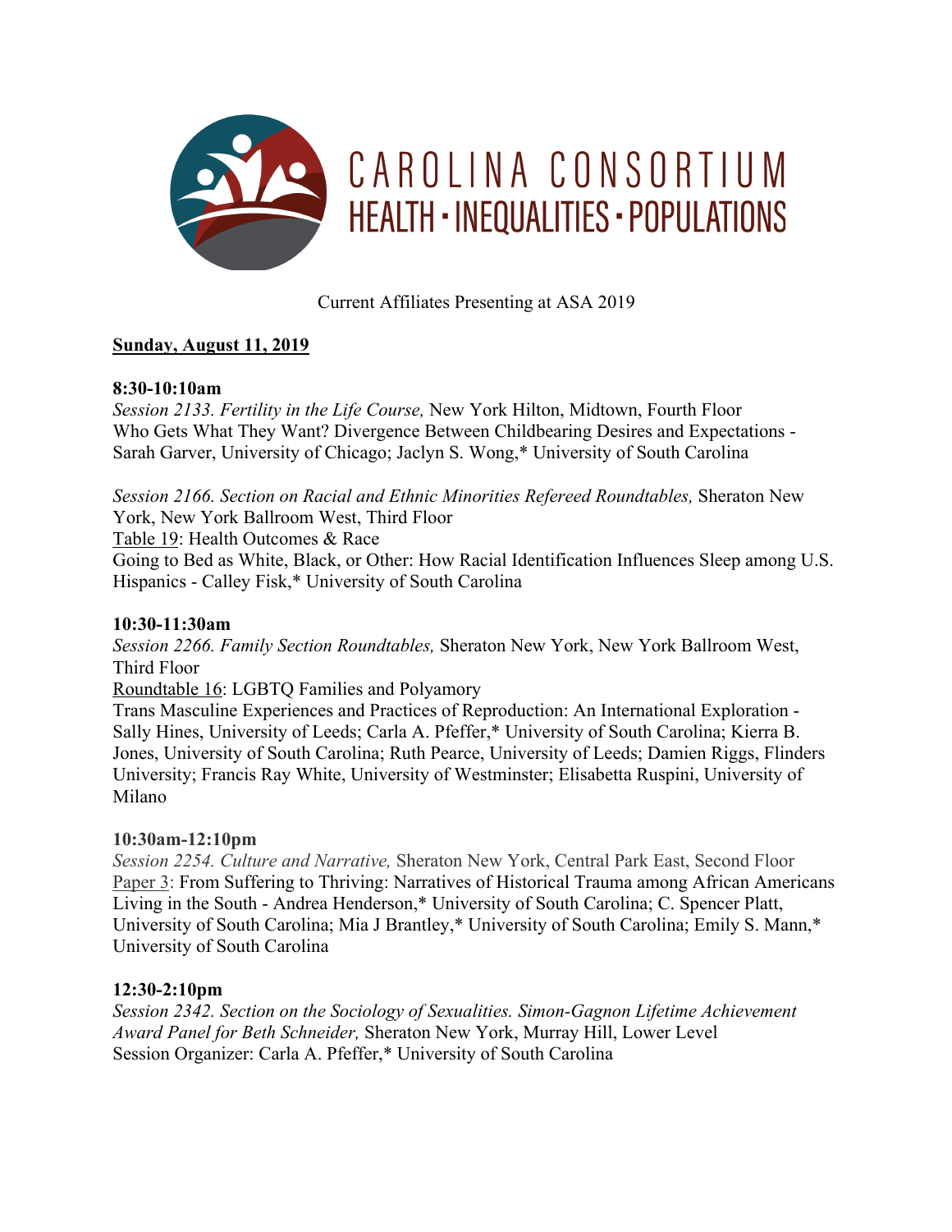# CAROLINA CONSORTIUM
## HEALTH · INEQUALITIES · POPULATIONS

Current Affiliates Presenting at ASA 2019

**Sunday, August 11, 2019**

**8:30-10:10am**

*Session 2133. Fertility in the Life Course,* New York Hilton, Midtown, Fourth Floor
Who Gets What They Want? Divergence Between Childbearing Desires and Expectations - Sarah Garver, University of Chicago; Jaclyn S. Wong,* University of South Carolina

*Session 2166. Section on Racial and Ethnic Minorities Refereed Roundtables,* Sheraton New York, New York Ballroom West, Third Floor
Table 19: Health Outcomes & Race
Going to Bed as White, Black, or Other: How Racial Identification Influences Sleep among U.S. Hispanics - Calley Fisk,* University of South Carolina

**10:30-11:30am**

*Session 2266. Family Section Roundtables,* Sheraton New York, New York Ballroom West, Third Floor
Roundtable 16: LGBTQ Families and Polyamory
Trans Masculine Experiences and Practices of Reproduction: An International Exploration - Sally Hines, University of Leeds; Carla A. Pfeffer,* University of South Carolina; Kierra B. Jones, University of South Carolina; Ruth Pearce, University of Leeds; Damien Riggs, Flinders University; Francis Ray White, University of Westminster; Elisabetta Ruspini, University of Milano

**10:30am-12:10pm**

*Session 2254. Culture and Narrative,* Sheraton New York, Central Park East, Second Floor
Paper 3: From Suffering to Thriving: Narratives of Historical Trauma among African Americans Living in the South - Andrea Henderson,* University of South Carolina; C. Spencer Platt, University of South Carolina; Mia J Brantley,* University of South Carolina; Emily S. Mann,* University of South Carolina

**12:30-2:10pm**

*Session 2342. Section on the Sociology of Sexualities. Simon-Gagnon Lifetime Achievement Award Panel for Beth Schneider,* Sheraton New York, Murray Hill, Lower Level
Session Organizer: Carla A. Pfeffer,* University of South Carolina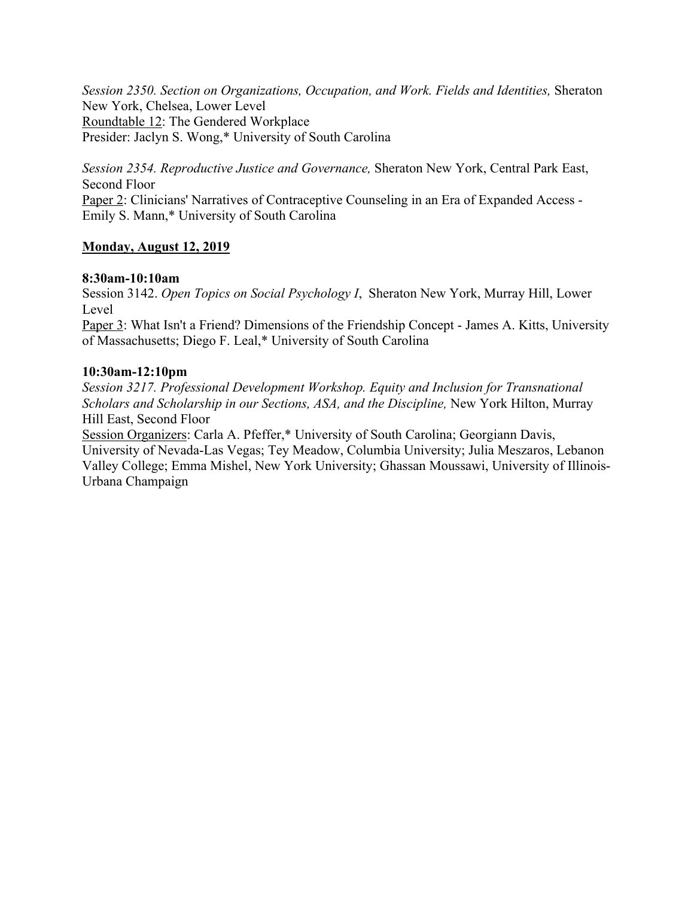*Session 2350. Section on Organizations, Occupation, and Work. Fields and Identities,* Sheraton New York, Chelsea, Lower Level
Roundtable 12: The Gendered Workplace
Presider: Jaclyn S. Wong,* University of South Carolina

*Session 2354. Reproductive Justice and Governance,* Sheraton New York, Central Park East, Second Floor
Paper 2: Clinicians' Narratives of Contraceptive Counseling in an Era of Expanded Access - Emily S. Mann,* University of South Carolina

**Monday, August 12, 2019**

**8:30am-10:10am**
Session 3142. *Open Topics on Social Psychology I*, Sheraton New York, Murray Hill, Lower Level
Paper 3: What Isn't a Friend? Dimensions of the Friendship Concept - James A. Kitts, University of Massachusetts; Diego F. Leal,* University of South Carolina

**10:30am-12:10pm**
*Session 3217. Professional Development Workshop. Equity and Inclusion for Transnational Scholars and Scholarship in our Sections, ASA, and the Discipline,* New York Hilton, Murray Hill East, Second Floor
Session Organizers: Carla A. Pfeffer,* University of South Carolina; Georgiann Davis, University of Nevada-Las Vegas; Tey Meadow, Columbia University; Julia Meszaros, Lebanon Valley College; Emma Mishel, New York University; Ghassan Moussawi, University of Illinois-Urbana Champaign